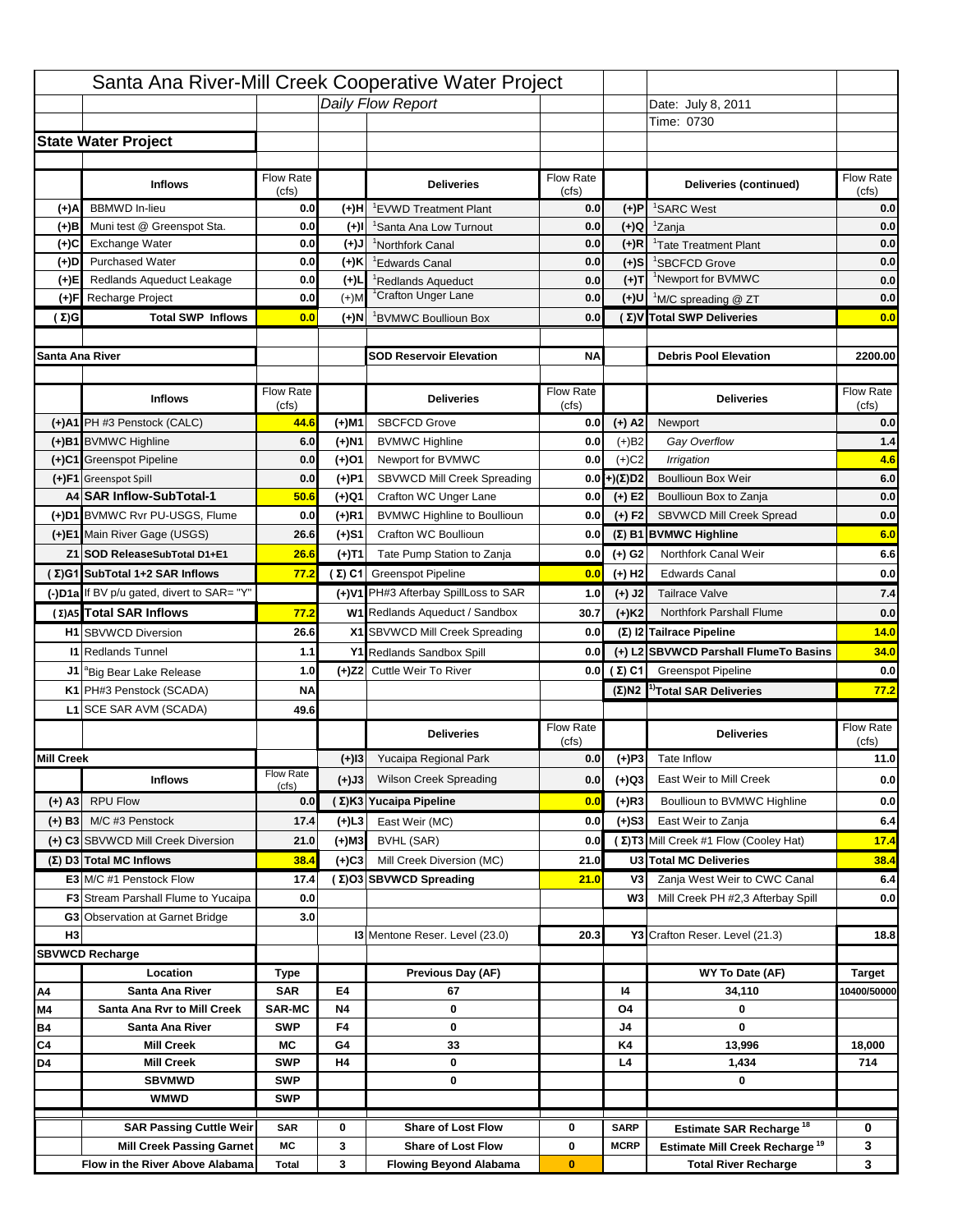# Santa Ana River-Mill Creek Cooperative Water Project

*Daily Flow Report*

Date: July 8, 2011
Time: 0730

## State Water Project

| | Inflows | Flow Rate (cfs) | | Deliveries | Flow Rate (cfs) | | Deliveries (continued) | Flow Rate (cfs) |
|---|---|---|---|---|---|---|---|---|
| (+)A | BBMWD In-lieu | 0.0 | (+)H | [1]EVWD Treatment Plant | 0.0 | (+)P | [1]SARC West | 0.0 |
| (+)B | Muni test @ Greenspot Sta. | 0.0 | (+)I | [1]Santa Ana Low Turnout | 0.0 | (+)Q | [1]Zanja | 0.0 |
| (+)C | Exchange Water | 0.0 | (+)J | [1]Northfork Canal | 0.0 | (+)R | [1]Tate Treatment Plant | 0.0 |
| (+)D | Purchased Water | 0.0 | (+)K | [1]Edwards Canal | 0.0 | (+)S | [1]SBCFCD Grove | 0.0 |
| (+)E | Redlands Aqueduct Leakage | 0.0 | (+)L | [1]Redlands Aqueduct | 0.0 | (+)T | [1]Newport for BVMWC | 0.0 |
| (+)F | Recharge Project | 0.0 | (+)M | [1]Crafton Unger Lane | 0.0 | (+)U | [1]M/C spreading @ ZT | 0.0 |
| (Σ)G | **Total SWP Inflows** | **0.0** | (+)N | [1]BVMWC Boullioun Box | 0.0 | (Σ)V | **Total SWP Deliveries** | **0.0** |

## Santa Ana River

| SOD Reservoir Elevation | NA | Debris Pool Elevation | 2200.00 |
|---|---|---|---|

| | Inflows | Flow Rate (cfs) | | Deliveries | Flow Rate (cfs) | | Deliveries | Flow Rate (cfs) |
|---|---|---|---|---|---|---|---|---|
| (+)A1 | PH #3 Penstock (CALC) | 44.6 | (+)M1 | SBCFCD Grove | 0.0 | (+) A2 | Newport | 0.0 |
| (+)B1 | BVMWC Highline | 6.0 | (+)N1 | BVMWC Highline | 0.0 | (+)B2 | *Gay Overflow* | 1.4 |
| (+)C1 | Greenspot Pipeline | 0.0 | (+)O1 | Newport for BVMWC | 0.0 | (+)C2 | *Irrigation* | 4.6 |
| (+)F1 | Greenspot Spill | 0.0 | (+)P1 | SBVWCD Mill Creek Spreading | 0.0 | (+)(Σ)D2 | Boullioun Box Weir | 6.0 |
| A4 | **SAR Inflow-SubTotal-1** | 50.6 | (+)Q1 | Crafton WC Unger Lane | 0.0 | (+) E2 | Boullioun Box to Zanja | 0.0 |
| (+)D1 | BVMWC Rvr PU-USGS, Flume | 0.0 | (+)R1 | BVMWC Highline to Boullioun | 0.0 | (+) F2 | SBVWCD Mill Creek Spread | 0.0 |
| (+)E1 | Main River Gage (USGS) | 26.6 | (+)S1 | Crafton WC Boullioun | 0.0 | (Σ) B1 | **BVMWC Highline** | 6.0 |
| Z1 | **SOD ReleaseSubTotal D1+E1** | 26.6 | (+)T1 | Tate Pump Station to Zanja | 0.0 | (+) G2 | Northfork Canal Weir | 6.6 |
| (Σ)G1 | **SubTotal 1+2 SAR Inflows** | 77.2 | (Σ) C1 | Greenspot Pipeline | 0.0 | (+) H2 | Edwards Canal | 0.0 |
| (-)D1a | If BV p/u gated, divert to SAR= "Y" | | (+)V1 | PH#3 Afterbay SpillLoss to SAR | 1.0 | (+) J2 | Tailrace Valve | 7.4 |
| (Σ)A5 | **Total SAR Inflows** | 77.2 | W1 | Redlands Aqueduct / Sandbox | 30.7 | (+)K2 | Northfork Parshall Flume | 0.0 |
| H1 | SBVWCD Diversion | 26.6 | X1 | SBVWCD Mill Creek Spreading | 0.0 | (Σ) I2 | **Tailrace Pipeline** | 14.0 |
| I1 | Redlands Tunnel | 1.1 | Y1 | Redlands Sandbox Spill | 0.0 | (+) L2 | **SBVWCD Parshall FlumeTo Basins** | 34.0 |
| J1 | [a]Big Bear Lake Release | 1.0 | (+)Z2 | Cuttle Weir To River | 0.0 | (Σ) C1 | Greenspot Pipeline | 0.0 |
| K1 | PH#3 Penstock (SCADA) | NA | | | | (Σ)N2 | [1]**Total SAR Deliveries** | 77.2 |
| L1 | SCE SAR AVM (SCADA) | 49.6 | | | | | | |

## Mill Creek

| | Inflows | Flow Rate (cfs) | | Deliveries | Flow Rate (cfs) | | Deliveries | Flow Rate (cfs) |
|---|---|---|---|---|---|---|---|---|
| | | | (+)I3 | Yucaipa Regional Park | 0.0 | (+)P3 | Tate Inflow | 11.0 |
| | | | (+)J3 | Wilson Creek Spreading | 0.0 | (+)Q3 | East Weir to Mill Creek | 0.0 |
| (+) A3 | RPU Flow | 0.0 | (Σ)K3 | **Yucaipa Pipeline** | 0.0 | (+)R3 | Boullioun to BVMWC Highline | 0.0 |
| (+) B3 | M/C #3 Penstock | 17.4 | (+)L3 | East Weir (MC) | 0.0 | (+)S3 | East Weir to Zanja | 6.4 |
| (+) C3 | SBVWCD Mill Creek Diversion | 21.0 | (+)M3 | BVHL (SAR) | 0.0 | (Σ)T3 | Mill Creek #1 Flow (Cooley Hat) | 17.4 |
| (Σ) D3 | **Total MC Inflows** | 38.4 | (+)C3 | Mill Creek Diversion (MC) | 21.0 | U3 | **Total MC Deliveries** | 38.4 |
| E3 | M/C #1 Penstock Flow | 17.4 | (Σ)O3 | **SBVWCD Spreading** | 21.0 | V3 | Zanja West Weir to CWC Canal | 6.4 |
| F3 | Stream Parshall Flume to Yucaipa | 0.0 | | | | W3 | Mill Creek PH #2,3 Afterbay Spill | 0.0 |
| G3 | Observation at Garnet Bridge | 3.0 | | | | | | |
| H3 | | | I3 | Mentone Reser. Level (23.0) | 20.3 | Y3 | Crafton Reser. Level (21.3) | 18.8 |

## SBVWCD Recharge

| | Location | Type | | Previous Day (AF) | | WY To Date (AF) | Target |
|---|---|---|---|---|---|---|---|
| A4 | Santa Ana River | SAR | E4 | 67 | I4 | 34,110 | 10400/50000 |
| M4 | Santa Ana Rvr to Mill Creek | SAR-MC | N4 | 0 | O4 | 0 | |
| B4 | Santa Ana River | SWP | F4 | 0 | J4 | 0 | |
| C4 | Mill Creek | MC | G4 | 33 | K4 | 13,996 | 18,000 |
| D4 | Mill Creek | SWP | H4 | 0 | L4 | 1,434 | 714 |
| | SBVMWD | SWP | | 0 | | 0 | |
| | WMWD | SWP | | | | | |

| SAR Passing Cuttle Weir | SAR | 0 | Share of Lost Flow | 0 | SARP | Estimate SAR Recharge [18] | 0 |
|---|---|---|---|---|---|---|---|
| Mill Creek Passing Garnet | MC | 3 | Share of Lost Flow | 0 | MCRP | Estimate Mill Creek Recharge [19] | 3 |
| Flow in the River Above Alabama | Total | 3 | Flowing Beyond Alabama | 0 | | Total River Recharge | 3 |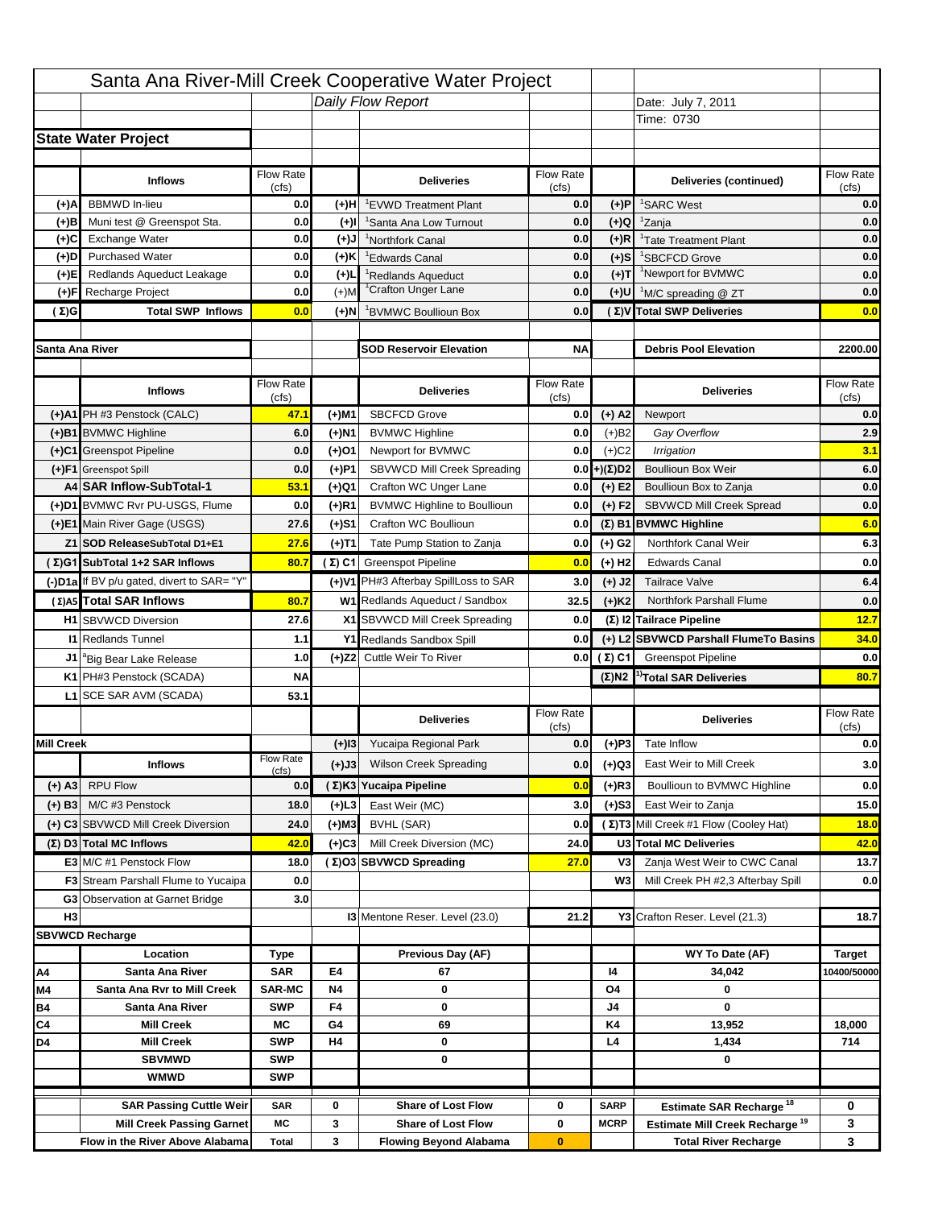# Santa Ana River-Mill Creek Cooperative Water Project

*Daily Flow Report*

Date: July 7, 2011

Time: 0730

## State Water Project

| | Inflows | Flow Rate (cfs) | | Deliveries | Flow Rate (cfs) | | Deliveries (continued) | Flow Rate (cfs) |
|---|---|---|---|---|---|---|---|---|
| (+)A | BBMWD In-lieu | 0.0 | (+)H | [1]EVWD Treatment Plant | 0.0 | (+)P | [1]SARC West | 0.0 |
| (+)B | Muni test @ Greenspot Sta. | 0.0 | (+)I | [1]Santa Ana Low Turnout | 0.0 | (+)Q | [1]Zanja | 0.0 |
| (+)C | Exchange Water | 0.0 | (+)J | [1]Northfork Canal | 0.0 | (+)R | [1]Tate Treatment Plant | 0.0 |
| (+)D | Purchased Water | 0.0 | (+)K | [1]Edwards Canal | 0.0 | (+)S | [1]SBCFCD Grove | 0.0 |
| (+)E | Redlands Aqueduct Leakage | 0.0 | (+)L | [1]Redlands Aqueduct | 0.0 | (+)T | [1]Newport for BVMWC | 0.0 |
| (+)F | Recharge Project | 0.0 | (+)M | [1]Crafton Unger Lane | 0.0 | (+)U | [1]M/C spreading @ ZT | 0.0 |
| (Σ)G | Total SWP Inflows | 0.0 | (+)N | [1]BVMWC Boullioun Box | 0.0 | (Σ)V | Total SWP Deliveries | 0.0 |

## Santa Ana River

| | | | | SOD Reservoir Elevation | NA | | Debris Pool Elevation | 2200.00 |
|---|---|---|---|---|---|---|---|---|
| | Inflows | Flow Rate (cfs) | | Deliveries | Flow Rate (cfs) | | Deliveries | Flow Rate (cfs) |
| (+)A1 | PH #3 Penstock (CALC) | 47.1 | (+)M1 | SBCFCD Grove | 0.0 | (+) A2 | Newport | 0.0 |
| (+)B1 | BVMWC Highline | 6.0 | (+)N1 | BVMWC Highline | 0.0 | (+)B2 | *Gay Overflow* | 2.9 |
| (+)C1 | Greenspot Pipeline | 0.0 | (+)O1 | Newport for BVMWC | 0.0 | (+)C2 | *Irrigation* | 3.1 |
| (+)F1 | Greenspot Spill | 0.0 | (+)P1 | SBVWCD Mill Creek Spreading | 0.0 | +)(Σ)D2 | Boullioun Box Weir | 6.0 |
| A4 | SAR Inflow-SubTotal-1 | 53.1 | (+)Q1 | Crafton WC Unger Lane | 0.0 | (+) E2 | Boullioun Box to Zanja | 0.0 |
| (+)D1 | BVMWC Rvr PU-USGS, Flume | 0.0 | (+)R1 | BVMWC Highline to Boullioun | 0.0 | (+) F2 | SBVWCD Mill Creek Spread | 0.0 |
| (+)E1 | Main River Gage (USGS) | 27.6 | (+)S1 | Crafton WC Boullioun | 0.0 | (Σ) B1 | BVMWC Highline | 6.0 |
| Z1 | SOD ReleaseSubTotal D1+E1 | 27.6 | (+)T1 | Tate Pump Station to Zanja | 0.0 | (+) G2 | Northfork Canal Weir | 6.3 |
| (Σ)G1 | SubTotal 1+2 SAR Inflows | 80.7 | (Σ) C1 | Greenspot Pipeline | 0.0 | (+) H2 | Edwards Canal | 0.0 |
| (-)D1a | If BV p/u gated, divert to SAR= "Y" | | (+)V1 | PH#3 Afterbay SpillLoss to SAR | 3.0 | (+) J2 | Tailrace Valve | 6.4 |
| (Σ)A5 | Total SAR Inflows | 80.7 | W1 | Redlands Aqueduct / Sandbox | 32.5 | (+)K2 | Northfork Parshall Flume | 0.0 |
| H1 | SBVWCD Diversion | 27.6 | X1 | SBVWCD Mill Creek Spreading | 0.0 | (Σ) I2 | Tailrace Pipeline | 12.7 |
| I1 | Redlands Tunnel | 1.1 | Y1 | Redlands Sandbox Spill | 0.0 | (+) L2 | SBVWCD Parshall FlumeTo Basins | 34.0 |
| J1 | [a]Big Bear Lake Release | 1.0 | (+)Z2 | Cuttle Weir To River | 0.0 | (Σ) C1 | Greenspot Pipeline | 0.0 |
| K1 | PH#3 Penstock (SCADA) | NA | | | | (Σ)N2 | [1]Total SAR Deliveries | 80.7 |
| L1 | SCE SAR AVM (SCADA) | 53.1 | | | | | | |

## Mill Creek

| | Inflows | Flow Rate (cfs) | | Deliveries | Flow Rate (cfs) | | Deliveries | Flow Rate (cfs) |
|---|---|---|---|---|---|---|---|---|
| | | | (+)I3 | Yucaipa Regional Park | 0.0 | (+)P3 | Tate Inflow | 0.0 |
| | | | (+)J3 | Wilson Creek Spreading | 0.0 | (+)Q3 | East Weir to Mill Creek | 3.0 |
| (+) A3 | RPU Flow | 0.0 | (Σ)K3 | Yucaipa Pipeline | 0.0 | (+)R3 | Boullioun to BVMWC Highline | 0.0 |
| (+) B3 | M/C #3 Penstock | 18.0 | (+)L3 | East Weir (MC) | 3.0 | (+)S3 | East Weir to Zanja | 15.0 |
| (+) C3 | SBVWCD Mill Creek Diversion | 24.0 | (+)M3 | BVHL (SAR) | 0.0 | (Σ)T3 | Mill Creek #1 Flow (Cooley Hat) | 18.0 |
| (Σ) D3 | Total MC Inflows | 42.0 | (+)C3 | Mill Creek Diversion (MC) | 24.0 | U3 | Total MC Deliveries | 42.0 |
| E3 | M/C #1 Penstock Flow | 18.0 | (Σ)O3 | SBVWCD Spreading | 27.0 | V3 | Zanja West Weir to CWC Canal | 13.7 |
| F3 | Stream Parshall Flume to Yucaipa | 0.0 | | | | W3 | Mill Creek PH #2,3 Afterbay Spill | 0.0 |
| G3 | Observation at Garnet Bridge | 3.0 | | | | | | |
| H3 | | | I3 | Mentone Reser. Level (23.0) | 21.2 | Y3 | Crafton Reser. Level (21.3) | 18.7 |

## SBVWCD Recharge

| | Location | Type | | Previous Day (AF) | | | WY To Date (AF) | Target |
|---|---|---|---|---|---|---|---|---|
| A4 | Santa Ana River | SAR | E4 | 67 | | I4 | 34,042 | 10400/50000 |
| M4 | Santa Ana Rvr to Mill Creek | SAR-MC | N4 | 0 | | O4 | 0 | |
| B4 | Santa Ana River | SWP | F4 | 0 | | J4 | 0 | |
| C4 | Mill Creek | MC | G4 | 69 | | K4 | 13,952 | 18,000 |
| D4 | Mill Creek | SWP | H4 | 0 | | L4 | 1,434 | 714 |
| | SBVMWD | SWP | | 0 | | | 0 | |
| | WMWD | SWP | | | | | | |
| | SAR Passing Cuttle Weir | SAR | 0 | Share of Lost Flow | 0 | SARP | Estimate SAR Recharge [18] | 0 |
| | Mill Creek Passing Garnet | MC | 3 | Share of Lost Flow | 0 | MCRP | Estimate Mill Creek Recharge [19] | 3 |
| | Flow in the River Above Alabama | Total | 3 | Flowing Beyond Alabama | 0 | | Total River Recharge | 3 |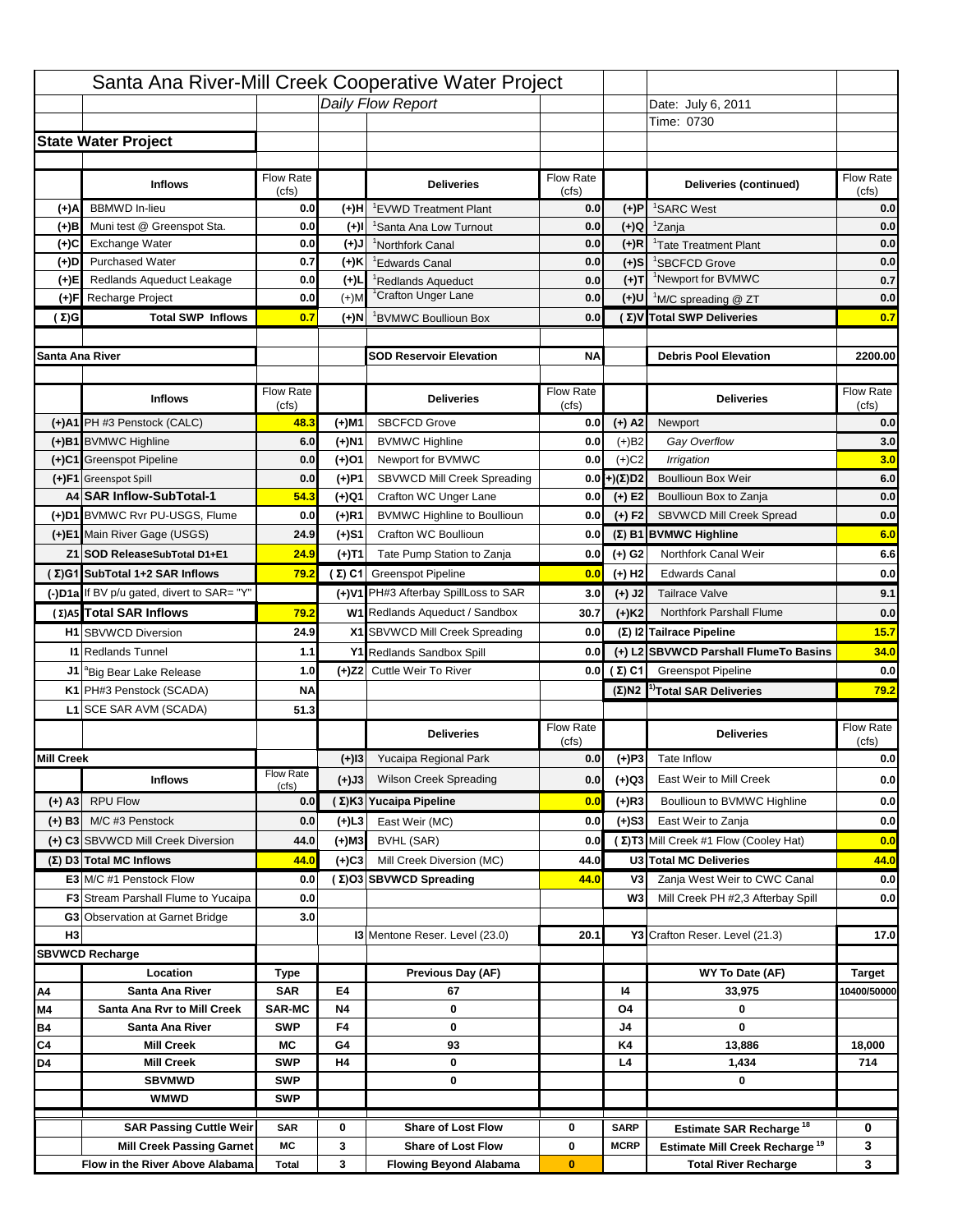# Santa Ana River-Mill Creek Cooperative Water Project

*Daily Flow Report*

Date: July 6, 2011

Time: 0730

## State Water Project

| | Inflows | Flow Rate (cfs) | | Deliveries | Flow Rate (cfs) | | Deliveries (continued) | Flow Rate (cfs) |
|---|---|---|---|---|---|---|---|---|
| (+)A | BBMWD In-lieu | 0.0 | (+)H | [1]EVWD Treatment Plant | 0.0 | (+)P | [1]SARC West | 0.0 |
| (+)B | Muni test @ Greenspot Sta. | 0.0 | (+)I | [1]Santa Ana Low Turnout | 0.0 | (+)Q | [1]Zanja | 0.0 |
| (+)C | Exchange Water | 0.0 | (+)J | [1]Northfork Canal | 0.0 | (+)R | [1]Tate Treatment Plant | 0.0 |
| (+)D | Purchased Water | 0.7 | (+)K | [1]Edwards Canal | 0.0 | (+)S | [1]SBCFCD Grove | 0.0 |
| (+)E | Redlands Aqueduct Leakage | 0.0 | (+)L | [1]Redlands Aqueduct | 0.0 | (+)T | [1]Newport for BVMWC | 0.7 |
| (+)F | Recharge Project | 0.0 | (+)M | [1]Crafton Unger Lane | 0.0 | (+)U | [1]M/C spreading @ ZT | 0.0 |
| (Σ)G | Total SWP Inflows | 0.7 | (+)N | [1]BVMWC Boullioun Box | 0.0 | (Σ)V | Total SWP Deliveries | 0.7 |

## Santa Ana River

SOD Reservoir Elevation: NA | Debris Pool Elevation: 2200.00

| | Inflows | Flow Rate (cfs) | | Deliveries | Flow Rate (cfs) | | Deliveries | Flow Rate (cfs) |
|---|---|---|---|---|---|---|---|---|
| (+)A1 | PH #3 Penstock (CALC) | 48.3 | (+)M1 | SBCFCD Grove | 0.0 | (+) A2 | Newport | 0.0 |
| (+)B1 | BVMWC Highline | 6.0 | (+)N1 | BVMWC Highline | 0.0 | (+)B2 | *Gay Overflow* | 3.0 |
| (+)C1 | Greenspot Pipeline | 0.0 | (+)O1 | Newport for BVMWC | 0.0 | (+)C2 | *Irrigation* | 3.0 |
| (+)F1 | Greenspot Spill | 0.0 | (+)P1 | SBVWCD Mill Creek Spreading | 0.0 | (+)(Σ)D2 | Boullioun Box Weir | 6.0 |
| A4 | SAR Inflow-SubTotal-1 | 54.3 | (+)Q1 | Crafton WC Unger Lane | 0.0 | (+) E2 | Boullioun Box to Zanja | 0.0 |
| (+)D1 | BVMWC Rvr PU-USGS, Flume | 0.0 | (+)R1 | BVMWC Highline to Boullioun | 0.0 | (+) F2 | SBVWCD Mill Creek Spread | 0.0 |
| (+)E1 | Main River Gage (USGS) | 24.9 | (+)S1 | Crafton WC Boullioun | 0.0 | (Σ) B1 | BVMWC Highline | 6.0 |
| Z1 | SOD ReleaseSubTotal D1+E1 | 24.9 | (+)T1 | Tate Pump Station to Zanja | 0.0 | (+) G2 | Northfork Canal Weir | 6.6 |
| (Σ)G1 | SubTotal 1+2 SAR Inflows | 79.2 | (Σ) C1 | Greenspot Pipeline | 0.0 | (+) H2 | Edwards Canal | 0.0 |
| (-)D1a | If BV p/u gated, divert to SAR= "Y" | | (+)V1 | PH#3 Afterbay SpillLoss to SAR | 3.0 | (+) J2 | Tailrace Valve | 9.1 |
| (Σ)A5 | Total SAR Inflows | 79.2 | W1 | Redlands Aqueduct / Sandbox | 30.7 | (+)K2 | Northfork Parshall Flume | 0.0 |
| H1 | SBVWCD Diversion | 24.9 | X1 | SBVWCD Mill Creek Spreading | 0.0 | (Σ) I2 | Tailrace Pipeline | 15.7 |
| I1 | Redlands Tunnel | 1.1 | Y1 | Redlands Sandbox Spill | 0.0 | (+) L2 | SBVWCD Parshall FlumeTo Basins | 34.0 |
| J1 | [a]Big Bear Lake Release | 1.0 | (+)Z2 | Cuttle Weir To River | 0.0 | (Σ) C1 | Greenspot Pipeline | 0.0 |
| K1 | PH#3 Penstock (SCADA) | NA | | | | (Σ)N2 | [1]Total SAR Deliveries | 79.2 |
| L1 | SCE SAR AVM (SCADA) | 51.3 | | | | | | |

## Mill Creek

| | Inflows | Flow Rate (cfs) | | Deliveries | Flow Rate (cfs) | | Deliveries | Flow Rate (cfs) |
|---|---|---|---|---|---|---|---|---|
| | | | (+)I3 | Yucaipa Regional Park | 0.0 | (+)P3 | Tate Inflow | 0.0 |
| | | | (+)J3 | Wilson Creek Spreading | 0.0 | (+)Q3 | East Weir to Mill Creek | 0.0 |
| (+) A3 | RPU Flow | 0.0 | (Σ)K3 | Yucaipa Pipeline | 0.0 | (+)R3 | Boullioun to BVMWC Highline | 0.0 |
| (+) B3 | M/C #3 Penstock | 0.0 | (+)L3 | East Weir (MC) | 0.0 | (+)S3 | East Weir to Zanja | 0.0 |
| (+) C3 | SBVWCD Mill Creek Diversion | 44.0 | (+)M3 | BVHL (SAR) | 0.0 | (Σ)T3 | Mill Creek #1 Flow (Cooley Hat) | 0.0 |
| (Σ) D3 | Total MC Inflows | 44.0 | (+)C3 | Mill Creek Diversion (MC) | 44.0 | U3 | Total MC Deliveries | 44.0 |
| E3 | M/C #1 Penstock Flow | 0.0 | (Σ)O3 | SBVWCD Spreading | 44.0 | V3 | Zanja West Weir to CWC Canal | 0.0 |
| F3 | Stream Parshall Flume to Yucaipa | 0.0 | | | | W3 | Mill Creek PH #2,3 Afterbay Spill | 0.0 |
| G3 | Observation at Garnet Bridge | 3.0 | | | | | | |
| H3 | | | I3 | Mentone Reser. Level (23.0) | 20.1 | Y3 | Crafton Reser. Level (21.3) | 17.0 |

## SBVWCD Recharge

| | Location | Type | | Previous Day (AF) | | | WY To Date (AF) | Target |
|---|---|---|---|---|---|---|---|---|
| A4 | Santa Ana River | SAR | E4 | 67 | | I4 | 33,975 | 10400/50000 |
| M4 | Santa Ana Rvr to Mill Creek | SAR-MC | N4 | 0 | | O4 | 0 | |
| B4 | Santa Ana River | SWP | F4 | 0 | | J4 | 0 | |
| C4 | Mill Creek | MC | G4 | 93 | | K4 | 13,886 | 18,000 |
| D4 | Mill Creek | SWP | H4 | 0 | | L4 | 1,434 | 714 |
| | SBVMWD | SWP | | 0 | | | 0 | |
| | WMWD | SWP | | | | | | |

| | | | | | | | |
|---|---|---|---|---|---|---|---|
| SAR Passing Cuttle Weir | SAR | 0 | Share of Lost Flow | 0 | SARP | Estimate SAR Recharge [18] | 0 |
| Mill Creek Passing Garnet | MC | 3 | Share of Lost Flow | 0 | MCRP | Estimate Mill Creek Recharge [19] | 3 |
| Flow in the River Above Alabama | Total | 3 | Flowing Beyond Alabama | 0 | | Total River Recharge | 3 |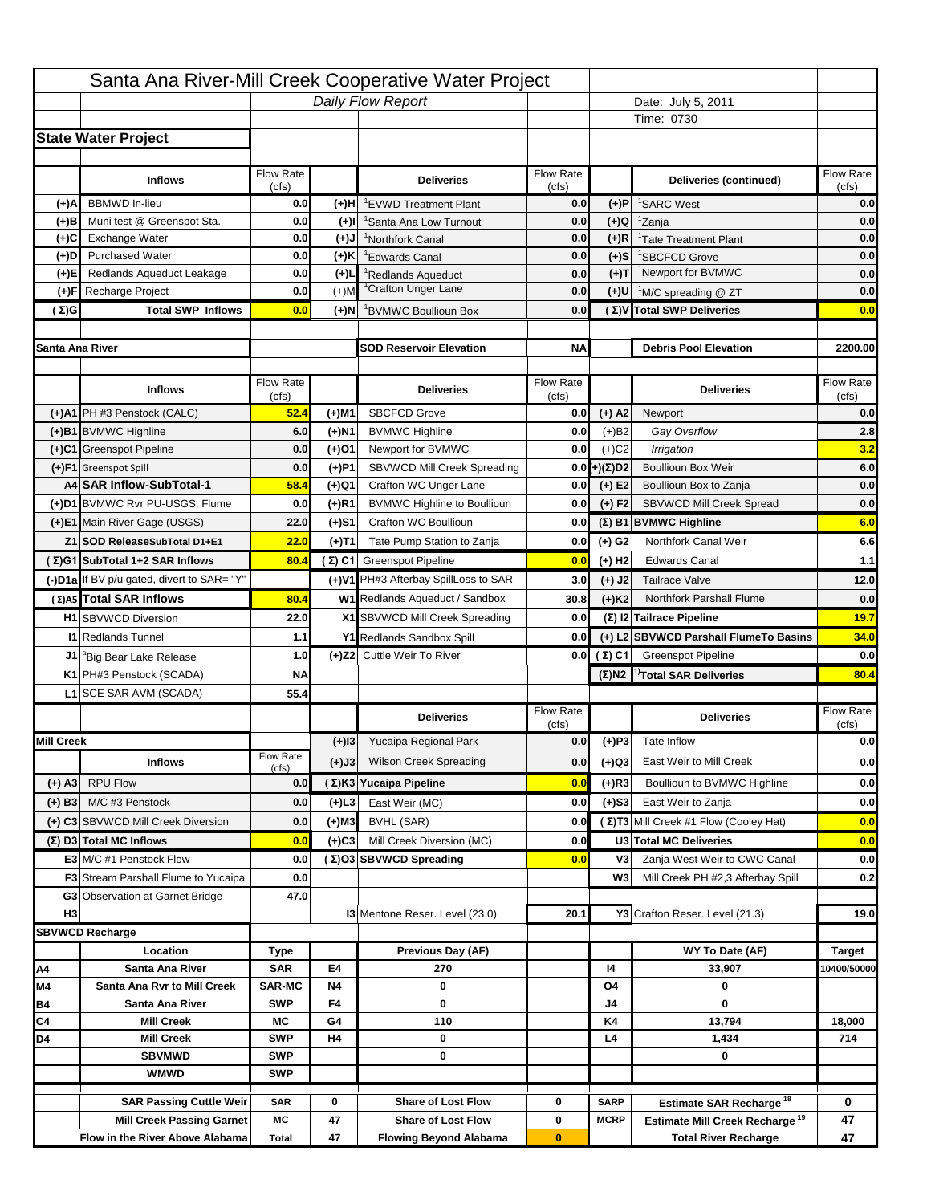# Santa Ana River-Mill Creek Cooperative Water Project

*Daily Flow Report*

Date: July 5, 2011
Time: 0730

## State Water Project

| | Inflows | Flow Rate (cfs) | | Deliveries | Flow Rate (cfs) | | Deliveries (continued) | Flow Rate (cfs) |
|---|---|---|---|---|---|---|---|---|
| (+)A | BBMWD In-lieu | 0.0 | (+)H | [1]EVWD Treatment Plant | 0.0 | (+)P | [1]SARC West | 0.0 |
| (+)B | Muni test @ Greenspot Sta. | 0.0 | (+)I | [1]Santa Ana Low Turnout | 0.0 | (+)Q | [1]Zanja | 0.0 |
| (+)C | Exchange Water | 0.0 | (+)J | [1]Northfork Canal | 0.0 | (+)R | [1]Tate Treatment Plant | 0.0 |
| (+)D | Purchased Water | 0.0 | (+)K | [1]Edwards Canal | 0.0 | (+)S | [1]SBCFCD Grove | 0.0 |
| (+)E | Redlands Aqueduct Leakage | 0.0 | (+)L | [1]Redlands Aqueduct | 0.0 | (+)T | [1]Newport for BVMWC | 0.0 |
| (+)F | Recharge Project | 0.0 | (+)M | [1]Crafton Unger Lane | 0.0 | (+)U | [1]M/C spreading @ ZT | 0.0 |
| (Σ)G | Total SWP Inflows | 0.0 | (+)N | [1]BVMWC Boullioun Box | 0.0 | (Σ)V | Total SWP Deliveries | 0.0 |

## Santa Ana River

SOD Reservoir Elevation: NA — Debris Pool Elevation: 2200.00

| | Inflows | Flow Rate (cfs) | | Deliveries | Flow Rate (cfs) | | Deliveries | Flow Rate (cfs) |
|---|---|---|---|---|---|---|---|---|
| (+)A1 | PH #3 Penstock (CALC) | 52.4 | (+)M1 | SBCFCD Grove | 0.0 | (+) A2 | Newport | 0.0 |
| (+)B1 | BVMWC Highline | 6.0 | (+)N1 | BVMWC Highline | 0.0 | (+)B2 | *Gay Overflow* | 2.8 |
| (+)C1 | Greenspot Pipeline | 0.0 | (+)O1 | Newport for BVMWC | 0.0 | (+)C2 | *Irrigation* | 3.2 |
| (+)F1 | Greenspot Spill | 0.0 | (+)P1 | SBVWCD Mill Creek Spreading | 0.0 | (+)(Σ)D2 | Boullioun Box Weir | 6.0 |
| A4 | SAR Inflow-SubTotal-1 | 58.4 | (+)Q1 | Crafton WC Unger Lane | 0.0 | (+) E2 | Boullioun Box to Zanja | 0.0 |
| (+)D1 | BVMWC Rvr PU-USGS, Flume | 0.0 | (+)R1 | BVMWC Highline to Boullioun | 0.0 | (+) F2 | SBVWCD Mill Creek Spread | 0.0 |
| (+)E1 | Main River Gage (USGS) | 22.0 | (+)S1 | Crafton WC Boullioun | 0.0 | (Σ) B1 | BVMWC Highline | 6.0 |
| Z1 | SOD ReleaseSubTotal D1+E1 | 22.0 | (+)T1 | Tate Pump Station to Zanja | 0.0 | (+) G2 | Northfork Canal Weir | 6.6 |
| (Σ)G1 | SubTotal 1+2 SAR Inflows | 80.4 | (Σ) C1 | Greenspot Pipeline | 0.0 | (+) H2 | Edwards Canal | 1.1 |
| (-)D1a | If BV p/u gated, divert to SAR= "Y" | | (+)V1 | PH#3 Afterbay SpillLoss to SAR | 3.0 | (+) J2 | Tailrace Valve | 12.0 |
| (Σ)A5 | Total SAR Inflows | 80.4 | W1 | Redlands Aqueduct / Sandbox | 30.8 | (+)K2 | Northfork Parshall Flume | 0.0 |
| H1 | SBVWCD Diversion | 22.0 | X1 | SBVWCD Mill Creek Spreading | 0.0 | (Σ) I2 | Tailrace Pipeline | 19.7 |
| I1 | Redlands Tunnel | 1.1 | Y1 | Redlands Sandbox Spill | 0.0 | (+) L2 | SBVWCD Parshall FlumeTo Basins | 34.0 |
| J1 | [a]Big Bear Lake Release | 1.0 | (+)Z2 | Cuttle Weir To River | 0.0 | (Σ) C1 | Greenspot Pipeline | 0.0 |
| K1 | PH#3 Penstock (SCADA) | NA | | | | (Σ)N2 | [1)]Total SAR Deliveries | 80.4 |
| L1 | SCE SAR AVM (SCADA) | 55.4 | | | | | | |

## Mill Creek

| | Inflows | Flow Rate (cfs) | | Deliveries | Flow Rate (cfs) | | Deliveries | Flow Rate (cfs) |
|---|---|---|---|---|---|---|---|---|
| | | | (+)I3 | Yucaipa Regional Park | 0.0 | (+)P3 | Tate Inflow | 0.0 |
| | | | (+)J3 | Wilson Creek Spreading | 0.0 | (+)Q3 | East Weir to Mill Creek | 0.0 |
| (+) A3 | RPU Flow | 0.0 | (Σ)K3 | Yucaipa Pipeline | 0.0 | (+)R3 | Boullioun to BVMWC Highline | 0.0 |
| (+) B3 | M/C #3 Penstock | 0.0 | (+)L3 | East Weir (MC) | 0.0 | (+)S3 | East Weir to Zanja | 0.0 |
| (+) C3 | SBVWCD Mill Creek Diversion | 0.0 | (+)M3 | BVHL (SAR) | 0.0 | (Σ)T3 | Mill Creek #1 Flow (Cooley Hat) | 0.0 |
| (Σ) D3 | Total MC Inflows | 0.0 | (+)C3 | Mill Creek Diversion (MC) | 0.0 | U3 | Total MC Deliveries | 0.0 |
| E3 | M/C #1 Penstock Flow | 0.0 | (Σ)O3 | SBVWCD Spreading | 0.0 | V3 | Zanja West Weir to CWC Canal | 0.0 |
| F3 | Stream Parshall Flume to Yucaipa | 0.0 | | | | W3 | Mill Creek PH #2,3 Afterbay Spill | 0.2 |
| G3 | Observation at Garnet Bridge | 47.0 | | | | | | |
| H3 | | | I3 | Mentone Reser. Level (23.0) | 20.1 | Y3 | Crafton Reser. Level (21.3) | 19.0 |

## SBVWCD Recharge

| | Location | Type | | Previous Day (AF) | | WY To Date (AF) | Target |
|---|---|---|---|---|---|---|---|
| A4 | Santa Ana River | SAR | E4 | 270 | I4 | 33,907 | 10400/50000 |
| M4 | Santa Ana Rvr to Mill Creek | SAR-MC | N4 | 0 | O4 | 0 | |
| B4 | Santa Ana River | SWP | F4 | 0 | J4 | 0 | |
| C4 | Mill Creek | MC | G4 | 110 | K4 | 13,794 | 18,000 |
| D4 | Mill Creek | SWP | H4 | 0 | L4 | 1,434 | 714 |
| | SBVMWD | SWP | | 0 | | 0 | |
| | WMWD | SWP | | | | | |

| Location | Type | | | | | | |
|---|---|---|---|---|---|---|---|
| SAR Passing Cuttle Weir | SAR | 0 | Share of Lost Flow | 0 | SARP | Estimate SAR Recharge [18] | 0 |
| Mill Creek Passing Garnet | MC | 47 | Share of Lost Flow | 0 | MCRP | Estimate Mill Creek Recharge [19] | 47 |
| Flow in the River Above Alabama | Total | 47 | Flowing Beyond Alabama | 0 | | Total River Recharge | 47 |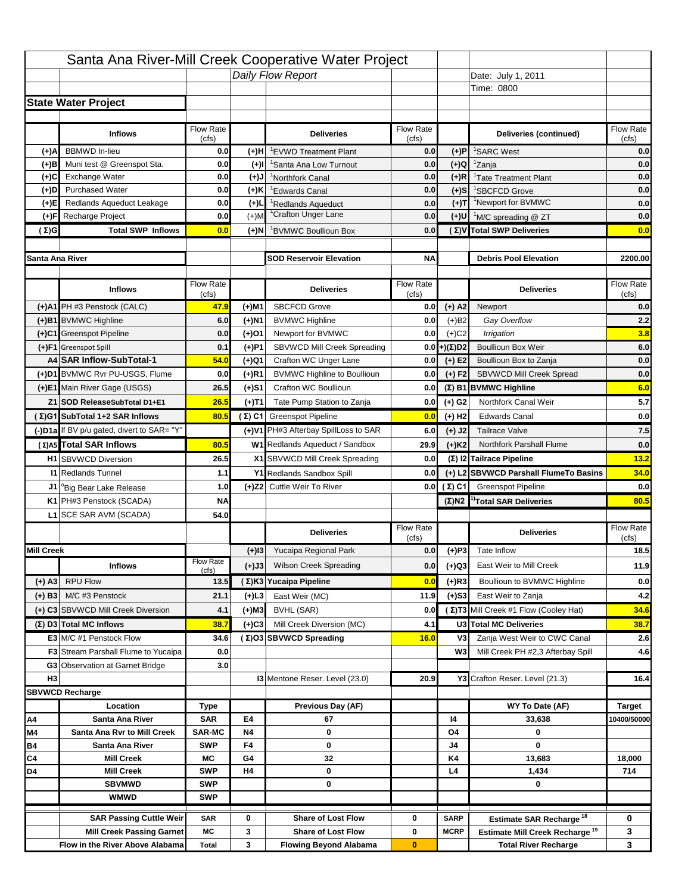# Santa Ana River-Mill Creek Cooperative Water Project

*Daily Flow Report*

Date: July 1, 2011

Time: 0800

## State Water Project

| | Inflows | Flow Rate (cfs) | | Deliveries | Flow Rate (cfs) | | Deliveries (continued) | Flow Rate (cfs) |
|---|---|---|---|---|---|---|---|---|
| (+)A | BBMWD In-lieu | 0.0 | (+)H | [1]EVWD Treatment Plant | 0.0 | (+)P | [1]SARC West | 0.0 |
| (+)B | Muni test @ Greenspot Sta. | 0.0 | (+)I | [1]Santa Ana Low Turnout | 0.0 | (+)Q | [1]Zanja | 0.0 |
| (+)C | Exchange Water | 0.0 | (+)J | [1]Northfork Canal | 0.0 | (+)R | [1]Tate Treatment Plant | 0.0 |
| (+)D | Purchased Water | 0.0 | (+)K | [1]Edwards Canal | 0.0 | (+)S | [1]SBCFCD Grove | 0.0 |
| (+)E | Redlands Aqueduct Leakage | 0.0 | (+)L | [1]Redlands Aqueduct | 0.0 | (+)T | [1]Newport for BVMWC | 0.0 |
| (+)F | Recharge Project | 0.0 | (+)M | [1]Crafton Unger Lane | 0.0 | (+)U | [1]M/C spreading @ ZT | 0.0 |
| (Σ)G | Total SWP Inflows | 0.0 | (+)N | [1]BVMWC Boullioun Box | 0.0 | (Σ)V | Total SWP Deliveries | 0.0 |

## Santa Ana River

SOD Reservoir Elevation: NA — Debris Pool Elevation: 2200.00

| | Inflows | Flow Rate (cfs) | | Deliveries | Flow Rate (cfs) | | Deliveries | Flow Rate (cfs) |
|---|---|---|---|---|---|---|---|---|
| (+)A1 | PH #3 Penstock (CALC) | 47.9 | (+)M1 | SBCFCD Grove | 0.0 | (+) A2 | Newport | 0.0 |
| (+)B1 | BVMWC Highline | 6.0 | (+)N1 | BVMWC Highline | 0.0 | (+)B2 | *Gay Overflow* | 2.2 |
| (+)C1 | Greenspot Pipeline | 0.0 | (+)O1 | Newport for BVMWC | 0.0 | (+)C2 | *Irrigation* | 3.8 |
| (+)F1 | Greenspot Spill | 0.1 | (+)P1 | SBVWCD Mill Creek Spreading | 0.0 | (+)(Σ)D2 | Boullioun Box Weir | 6.0 |
| A4 | SAR Inflow-SubTotal-1 | 54.0 | (+)Q1 | Crafton WC Unger Lane | 0.0 | (+) E2 | Boullioun Box to Zanja | 0.0 |
| (+)D1 | BVMWC Rvr PU-USGS, Flume | 0.0 | (+)R1 | BVMWC Highline to Boullioun | 0.0 | (+) F2 | SBVWCD Mill Creek Spread | 0.0 |
| (+)E1 | Main River Gage (USGS) | 26.5 | (+)S1 | Crafton WC Boullioun | 0.0 | (Σ) B1 | BVMWC Highline | 6.0 |
| Z1 | SOD ReleaseSubTotal D1+E1 | 26.5 | (+)T1 | Tate Pump Station to Zanja | 0.0 | (+) G2 | Northfork Canal Weir | 5.7 |
| (Σ)G1 | SubTotal 1+2 SAR Inflows | 80.5 | (Σ) C1 | Greenspot Pipeline | 0.0 | (+) H2 | Edwards Canal | 0.0 |
| (-)D1a | If BV p/u gated, divert to SAR= "Y" | | (+)V1 | PH#3 Afterbay SpillLoss to SAR | 6.0 | (+) J2 | Tailrace Valve | 7.5 |
| (Σ)A5 | Total SAR Inflows | 80.5 | W1 | Redlands Aqueduct / Sandbox | 29.9 | (+)K2 | Northfork Parshall Flume | 0.0 |
| H1 | SBVWCD Diversion | 26.5 | X1 | SBVWCD Mill Creek Spreading | 0.0 | (Σ) I2 | Tailrace Pipeline | 13.2 |
| I1 | Redlands Tunnel | 1.1 | Y1 | Redlands Sandbox Spill | 0.0 | (+) L2 | SBVWCD Parshall FlumeTo Basins | 34.0 |
| J1 | [a]Big Bear Lake Release | 1.0 | (+)Z2 | Cuttle Weir To River | 0.0 | (Σ) C1 | Greenspot Pipeline | 0.0 |
| K1 | PH#3 Penstock (SCADA) | NA | | | | (Σ)N2 | [1)]Total SAR Deliveries | 80.5 |
| L1 | SCE SAR AVM (SCADA) | 54.0 | | | | | | |

## Mill Creek

| | Inflows | Flow Rate (cfs) | | Deliveries | Flow Rate (cfs) | | Deliveries | Flow Rate (cfs) |
|---|---|---|---|---|---|---|---|---|
| | | | (+)I3 | Yucaipa Regional Park | 0.0 | (+)P3 | Tate Inflow | 18.5 |
| | | | (+)J3 | Wilson Creek Spreading | 0.0 | (+)Q3 | East Weir to Mill Creek | 11.9 |
| (+) A3 | RPU Flow | 13.5 | (Σ)K3 | Yucaipa Pipeline | 0.0 | (+)R3 | Boullioun to BVMWC Highline | 0.0 |
| (+) B3 | M/C #3 Penstock | 21.1 | (+)L3 | East Weir (MC) | 11.9 | (+)S3 | East Weir to Zanja | 4.2 |
| (+) C3 | SBVWCD Mill Creek Diversion | 4.1 | (+)M3 | BVHL (SAR) | 0.0 | (Σ)T3 | Mill Creek #1 Flow (Cooley Hat) | 34.6 |
| (Σ) D3 | Total MC Inflows | 38.7 | (+)C3 | Mill Creek Diversion (MC) | 4.1 | U3 | Total MC Deliveries | 38.7 |
| E3 | M/C #1 Penstock Flow | 34.6 | (Σ)O3 | SBVWCD Spreading | 16.0 | V3 | Zanja West Weir to CWC Canal | 2.6 |
| F3 | Stream Parshall Flume to Yucaipa | 0.0 | | | | W3 | Mill Creek PH #2,3 Afterbay Spill | 4.6 |
| G3 | Observation at Garnet Bridge | 3.0 | | | | | | |
| H3 | | | I3 | Mentone Reser. Level (23.0) | 20.9 | Y3 | Crafton Reser. Level (21.3) | 16.4 |

## SBVWCD Recharge

| | Location | Type | | Previous Day (AF) | | | WY To Date (AF) | Target |
|---|---|---|---|---|---|---|---|---|
| A4 | Santa Ana River | SAR | E4 | 67 | | I4 | 33,638 | 10400/50000 |
| M4 | Santa Ana Rvr to Mill Creek | SAR-MC | N4 | 0 | | O4 | 0 | |
| B4 | Santa Ana River | SWP | F4 | 0 | | J4 | 0 | |
| C4 | Mill Creek | MC | G4 | 32 | | K4 | 13,683 | 18,000 |
| D4 | Mill Creek | SWP | H4 | 0 | | L4 | 1,434 | 714 |
| | SBVMWD | SWP | | 0 | | | 0 | |
| | WMWD | SWP | | | | | | |

| | | | | | | |
|---|---|---|---|---|---|---|
| SAR Passing Cuttle Weir | SAR | 0 | Share of Lost Flow | 0 | SARP | Estimate SAR Recharge [18] | 0 |
| Mill Creek Passing Garnet | MC | 3 | Share of Lost Flow | 0 | MCRP | Estimate Mill Creek Recharge [19] | 3 |
| Flow in the River Above Alabama | Total | 3 | Flowing Beyond Alabama | 0 | | Total River Recharge | 3 |